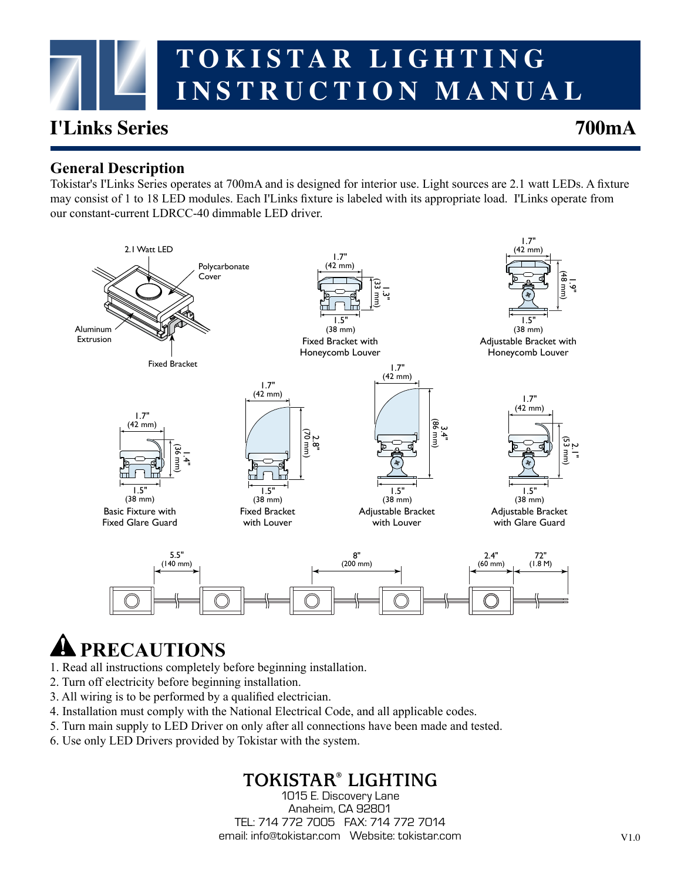# TOKISTAR LIGHTING INSTRUCTION MANUAL

## I'Links Series 700mA

### General Description

Tokistar's I'Links Series operates at 700mA and is designed for interior use. Light sources are 2.1 watt LEDs. A fixture may consist of 1 to 18 LED modules. Each I'Links fixture is labeled with its appropriate load. I'Links operate from our constant-current LDRCC-40 dimmable LED driver.

2.1 Watt LED
Polycarbonate Cover
Aluminum Extrusion
Fixed Bracket

1.7" (42 mm) — 1.3" (33 mm) — 1.5" (38 mm)
Fixed Bracket with Honeycomb Louver

1.7" (42 mm) — 1.9" (48 mm) — 1.5" (38 mm)
Adjustable Bracket with Honeycomb Louver

1.7" (42 mm) — 1.4" (36 mm) — 1.5" (38 mm)
Basic Fixture with Fixed Glare Guard

1.7" (42 mm) — 2.8" (70 mm) — 1.5" (38 mm)
Fixed Bracket with Louver

1.7" (42 mm) — 3.4" (86 mm) — 1.5" (38 mm)
Adjustable Bracket with Louver

1.7" (42 mm) — 2.1" (53 mm) — 1.5" (38 mm)
Adjustable Bracket with Glare Guard

5.5" (140 mm) — 8" (200 mm) — 2.4" (60 mm) — 72" (1.8 M)

## ⚠ PRECAUTIONS

1. Read all instructions completely before beginning installation.
2. Turn off electricity before beginning installation.
3. All wiring is to be performed by a qualified electrician.
4. Installation must comply with the National Electrical Code, and all applicable codes.
5. Turn main supply to LED Driver on only after all connections have been made and tested.
6. Use only LED Drivers provided by Tokistar with the system.

**TOKISTAR® LIGHTING**
1015 E. Discovery Lane
Anaheim, CA 92801
TEL: 714 772 7005 FAX: 714 772 7014
email: info@tokistar.com Website: tokistar.com

V1.0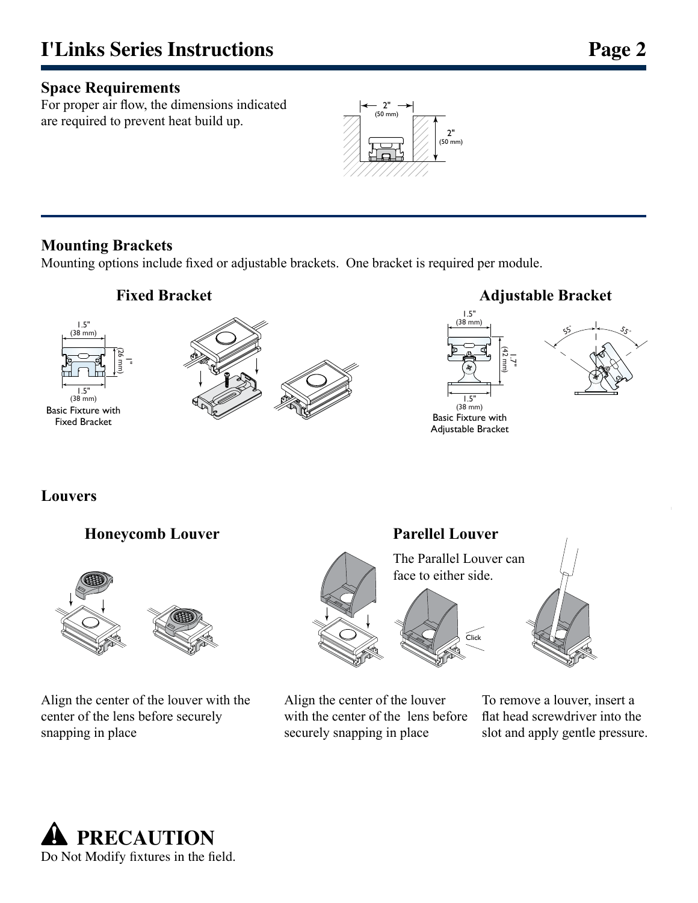## Space Requirements

For proper air flow, the dimensions indicated are required to prevent heat build up.

2" (50 mm)

2" (50 mm)

## Mounting Brackets

Mounting options include fixed or adjustable brackets. One bracket is required per module.

### Fixed Bracket

1.5" (38 mm)

1" (26 mm)

1.5" (38 mm)

Basic Fixture with Fixed Bracket

### Adjustable Bracket

1.5" (38 mm)

1.7" (42 mm)

1.5" (38 mm)

Basic Fixture with Adjustable Bracket

55°

55°

## Louvers

### Honeycomb Louver

Align the center of the louver with the center of the lens before securely snapping in place

### Parellel Louver

The Parallel Louver can face to either side.

Click

Align the center of the louver with the center of the lens before securely snapping in place

To remove a louver, insert a flat head screwdriver into the slot and apply gentle pressure.

## ⚠ PRECAUTION

Do Not Modify fixtures in the field.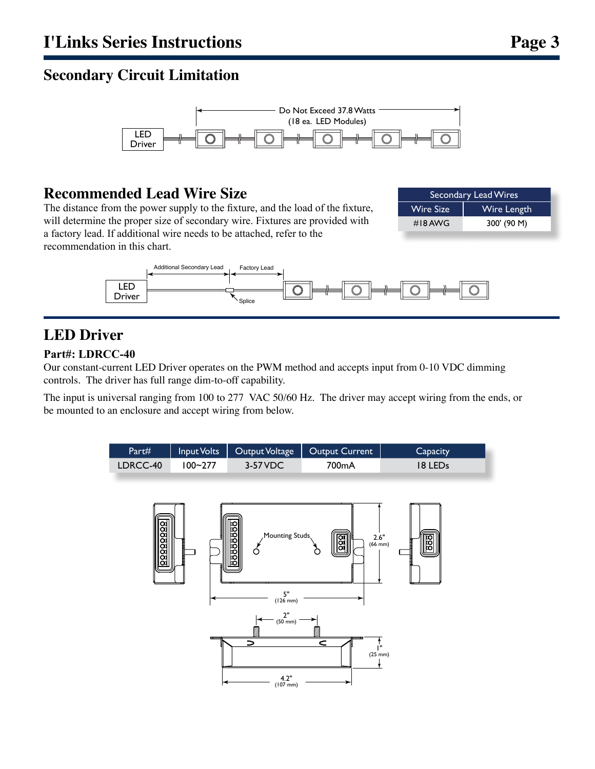## Secondary Circuit Limitation

Do Not Exceed 37.8 Watts (18 ea. LED Modules)

LED Driver

## Recommended Lead Wire Size

The distance from the power supply to the fixture, and the load of the fixture, will determine the proper size of secondary wire. Fixtures are provided with a factory lead. If additional wire needs to be attached, refer to the recommendation in this chart.

| Secondary Lead Wires | |
|---|---|
| Wire Size | Wire Length |
| #18 AWG | 300' (90 M) |

Additional Secondary Lead

Factory Lead

LED Driver

Splice

## LED Driver

### Part#: LDRCC-40

Our constant-current LED Driver operates on the PWM method and accepts input from 0-10 VDC dimming controls. The driver has full range dim-to-off capability.

The input is universal ranging from 100 to 277 VAC 50/60 Hz. The driver may accept wiring from the ends, or be mounted to an enclosure and accept wiring from below.

| Part# | Input Volts | Output Voltage | Output Current | Capacity |
|---|---|---|---|---|
| LDRCC-40 | 100~277 | 3-57 VDC | 700mA | 18 LEDs |

Mounting Studs

2.6" (66 mm)

5" (126 mm)

2" (50 mm)

1" (25 mm)

4.2" (107 mm)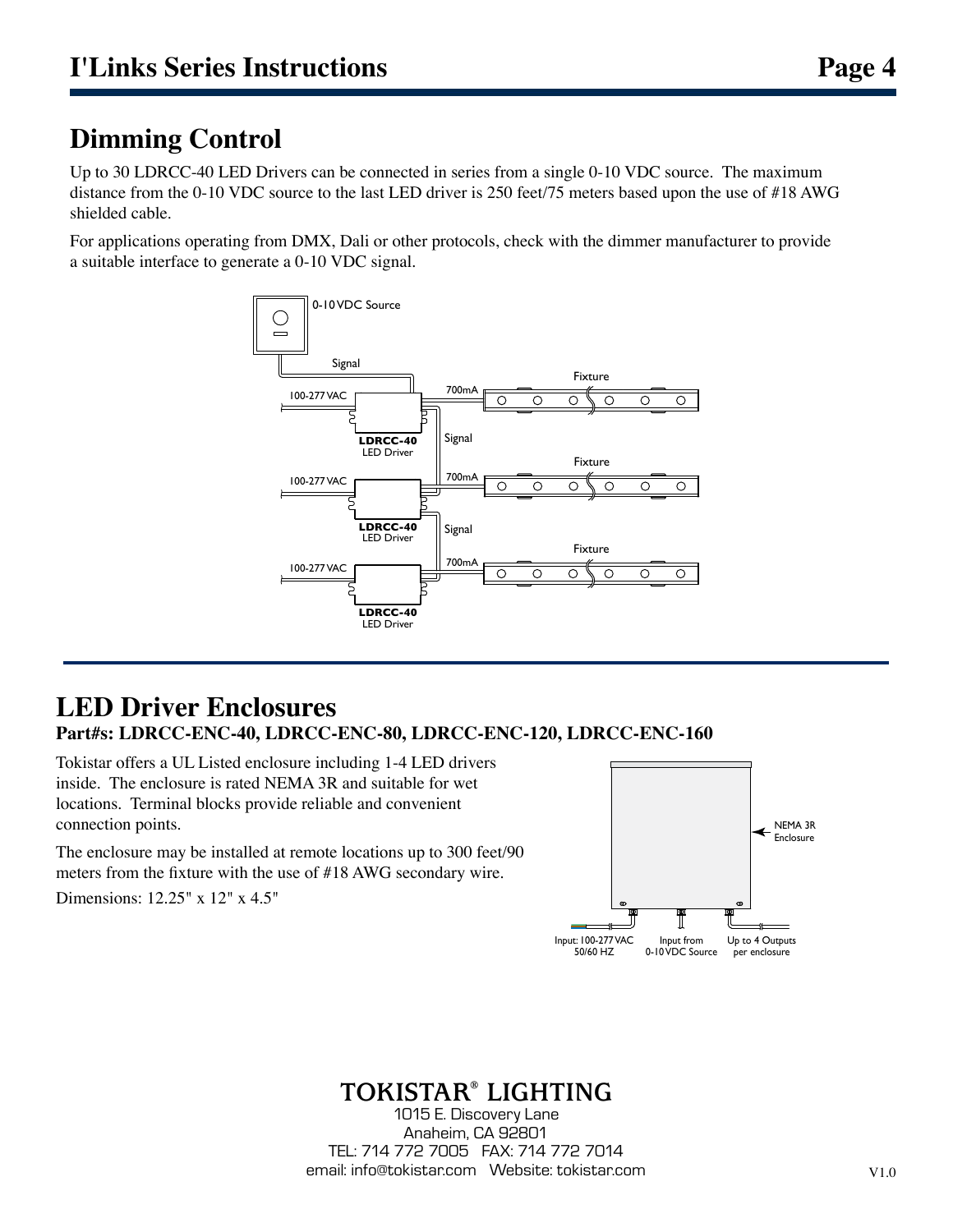## Dimming Control

Up to 30 LDRCC-40 LED Drivers can be connected in series from a single 0-10 VDC source. The maximum distance from the 0-10 VDC source to the last LED driver is 250 feet/75 meters based upon the use of #18 AWG shielded cable.

For applications operating from DMX, Dali or other protocols, check with the dimmer manufacturer to provide a suitable interface to generate a 0-10 VDC signal.

0-10VDC Source
Signal
100-277VAC
700mA
Fixture
LDRCC-40
LED Driver
Signal
100-277VAC
700mA
Fixture
LDRCC-40
LED Driver
Signal
100-277VAC
700mA
Fixture
LDRCC-40
LED Driver

## LED Driver Enclosures

### Part#s: LDRCC-ENC-40, LDRCC-ENC-80, LDRCC-ENC-120, LDRCC-ENC-160

Tokistar offers a UL Listed enclosure including 1-4 LED drivers inside. The enclosure is rated NEMA 3R and suitable for wet locations. Terminal blocks provide reliable and convenient connection points.

The enclosure may be installed at remote locations up to 300 feet/90 meters from the fixture with the use of #18 AWG secondary wire.

Dimensions: 12.25" x 12" x 4.5"

NEMA 3R Enclosure
Input: 100-277VAC 50/60 HZ
Input from 0-10VDC Source
Up to 4 Outputs per enclosure

**TOKISTAR® LIGHTING**
1015 E. Discovery Lane
Anaheim, CA 92801
TEL: 714 772 7005 FAX: 714 772 7014
email: info@tokistar.com Website: tokistar.com

V1.0